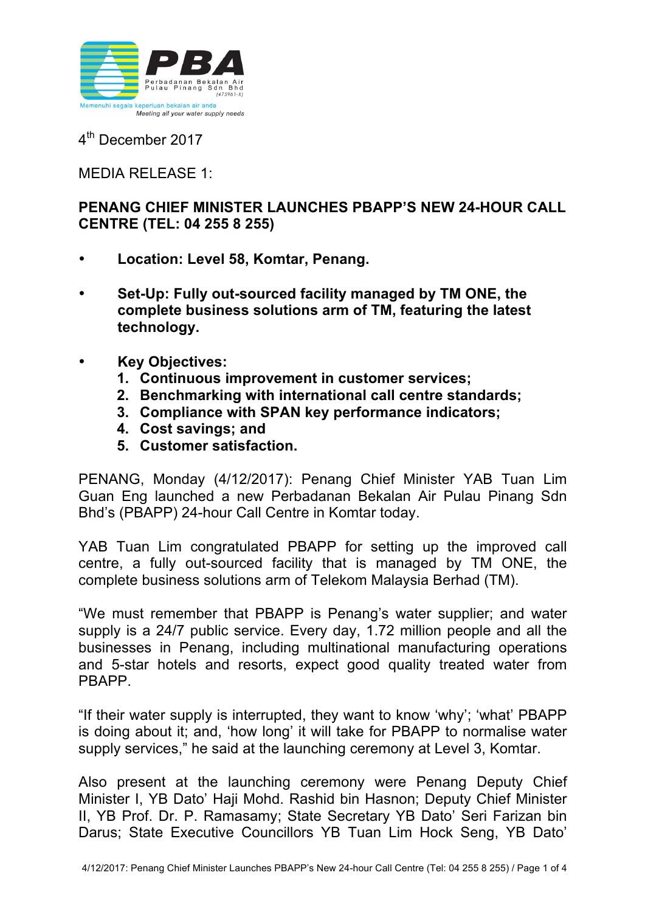PBA

Perbadanan Bekalan Air Pulau Pinang Sdn Bhd (475961-X)

Memenuhi segala keperluan bekalan air anda

*Meeting all your water supply needs*

4th December 2017

MEDIA RELEASE 1:

**PENANG CHIEF MINISTER LAUNCHES PBAPP'S NEW 24-HOUR CALL CENTRE (TEL: 04 255 8 255)**

- **Location: Level 58, Komtar, Penang.**
- **Set-Up: Fully out-sourced facility managed by TM ONE, the complete business solutions arm of TM, featuring the latest technology.**
- **Key Objectives:**
  1. **Continuous improvement in customer services;**
  2. **Benchmarking with international call centre standards;**
  3. **Compliance with SPAN key performance indicators;**
  4. **Cost savings; and**
  5. **Customer satisfaction.**

PENANG, Monday (4/12/2017): Penang Chief Minister YAB Tuan Lim Guan Eng launched a new Perbadanan Bekalan Air Pulau Pinang Sdn Bhd's (PBAPP) 24-hour Call Centre in Komtar today.

YAB Tuan Lim congratulated PBAPP for setting up the improved call centre, a fully out-sourced facility that is managed by TM ONE, the complete business solutions arm of Telekom Malaysia Berhad (TM).

"We must remember that PBAPP is Penang's water supplier; and water supply is a 24/7 public service. Every day, 1.72 million people and all the businesses in Penang, including multinational manufacturing operations and 5-star hotels and resorts, expect good quality treated water from PBAPP.

"If their water supply is interrupted, they want to know 'why'; 'what' PBAPP is doing about it; and, 'how long' it will take for PBAPP to normalise water supply services," he said at the launching ceremony at Level 3, Komtar.

Also present at the launching ceremony were Penang Deputy Chief Minister I, YB Dato' Haji Mohd. Rashid bin Hasnon; Deputy Chief Minister II, YB Prof. Dr. P. Ramasamy; State Secretary YB Dato' Seri Farizan bin Darus; State Executive Councillors YB Tuan Lim Hock Seng, YB Dato'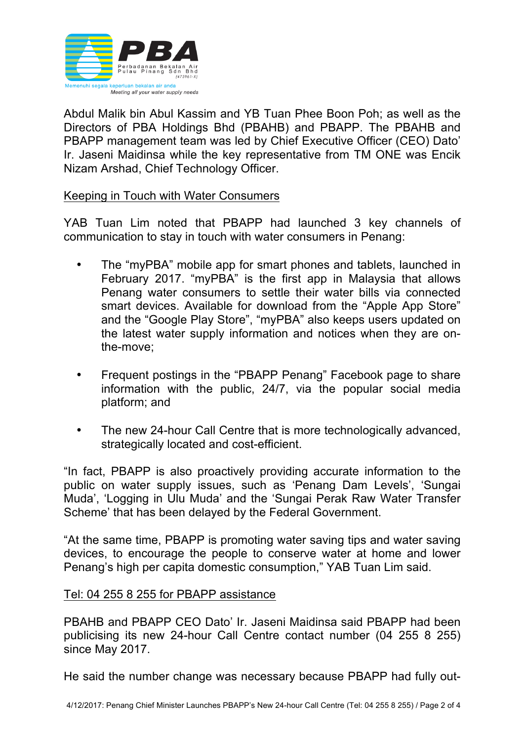Abdul Malik bin Abul Kassim and YB Tuan Phee Boon Poh; as well as the Directors of PBA Holdings Bhd (PBAHB) and PBAPP. The PBAHB and PBAPP management team was led by Chief Executive Officer (CEO) Dato' Ir. Jaseni Maidinsa while the key representative from TM ONE was Encik Nizam Arshad, Chief Technology Officer.

## Keeping in Touch with Water Consumers

YAB Tuan Lim noted that PBAPP had launched 3 key channels of communication to stay in touch with water consumers in Penang:

- The "myPBA" mobile app for smart phones and tablets, launched in February 2017. "myPBA" is the first app in Malaysia that allows Penang water consumers to settle their water bills via connected smart devices. Available for download from the "Apple App Store" and the "Google Play Store", "myPBA" also keeps users updated on the latest water supply information and notices when they are on-the-move;

- Frequent postings in the "PBAPP Penang" Facebook page to share information with the public, 24/7, via the popular social media platform; and

- The new 24-hour Call Centre that is more technologically advanced, strategically located and cost-efficient.

"In fact, PBAPP is also proactively providing accurate information to the public on water supply issues, such as 'Penang Dam Levels', 'Sungai Muda', 'Logging in Ulu Muda' and the 'Sungai Perak Raw Water Transfer Scheme' that has been delayed by the Federal Government.

"At the same time, PBAPP is promoting water saving tips and water saving devices, to encourage the people to conserve water at home and lower Penang's high per capita domestic consumption," YAB Tuan Lim said.

## Tel: 04 255 8 255 for PBAPP assistance

PBAHB and PBAPP CEO Dato' Ir. Jaseni Maidinsa said PBAPP had been publicising its new 24-hour Call Centre contact number (04 255 8 255) since May 2017.

He said the number change was necessary because PBAPP had fully out-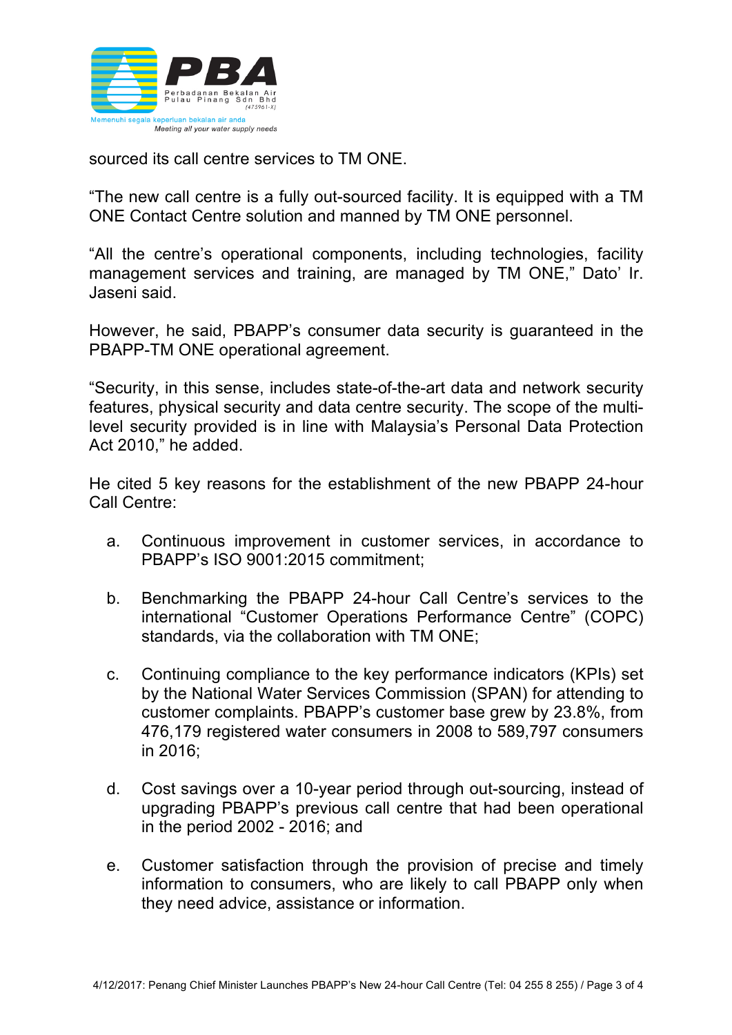sourced its call centre services to TM ONE.

"The new call centre is a fully out-sourced facility. It is equipped with a TM ONE Contact Centre solution and manned by TM ONE personnel.

"All the centre's operational components, including technologies, facility management services and training, are managed by TM ONE," Dato' Ir. Jaseni said.

However, he said, PBAPP's consumer data security is guaranteed in the PBAPP-TM ONE operational agreement.

"Security, in this sense, includes state-of-the-art data and network security features, physical security and data centre security. The scope of the multi-level security provided is in line with Malaysia's Personal Data Protection Act 2010," he added.

He cited 5 key reasons for the establishment of the new PBAPP 24-hour Call Centre:

a. Continuous improvement in customer services, in accordance to PBAPP's ISO 9001:2015 commitment;

b. Benchmarking the PBAPP 24-hour Call Centre's services to the international "Customer Operations Performance Centre" (COPC) standards, via the collaboration with TM ONE;

c. Continuing compliance to the key performance indicators (KPIs) set by the National Water Services Commission (SPAN) for attending to customer complaints. PBAPP's customer base grew by 23.8%, from 476,179 registered water consumers in 2008 to 589,797 consumers in 2016;

d. Cost savings over a 10-year period through out-sourcing, instead of upgrading PBAPP's previous call centre that had been operational in the period 2002 - 2016; and

e. Customer satisfaction through the provision of precise and timely information to consumers, who are likely to call PBAPP only when they need advice, assistance or information.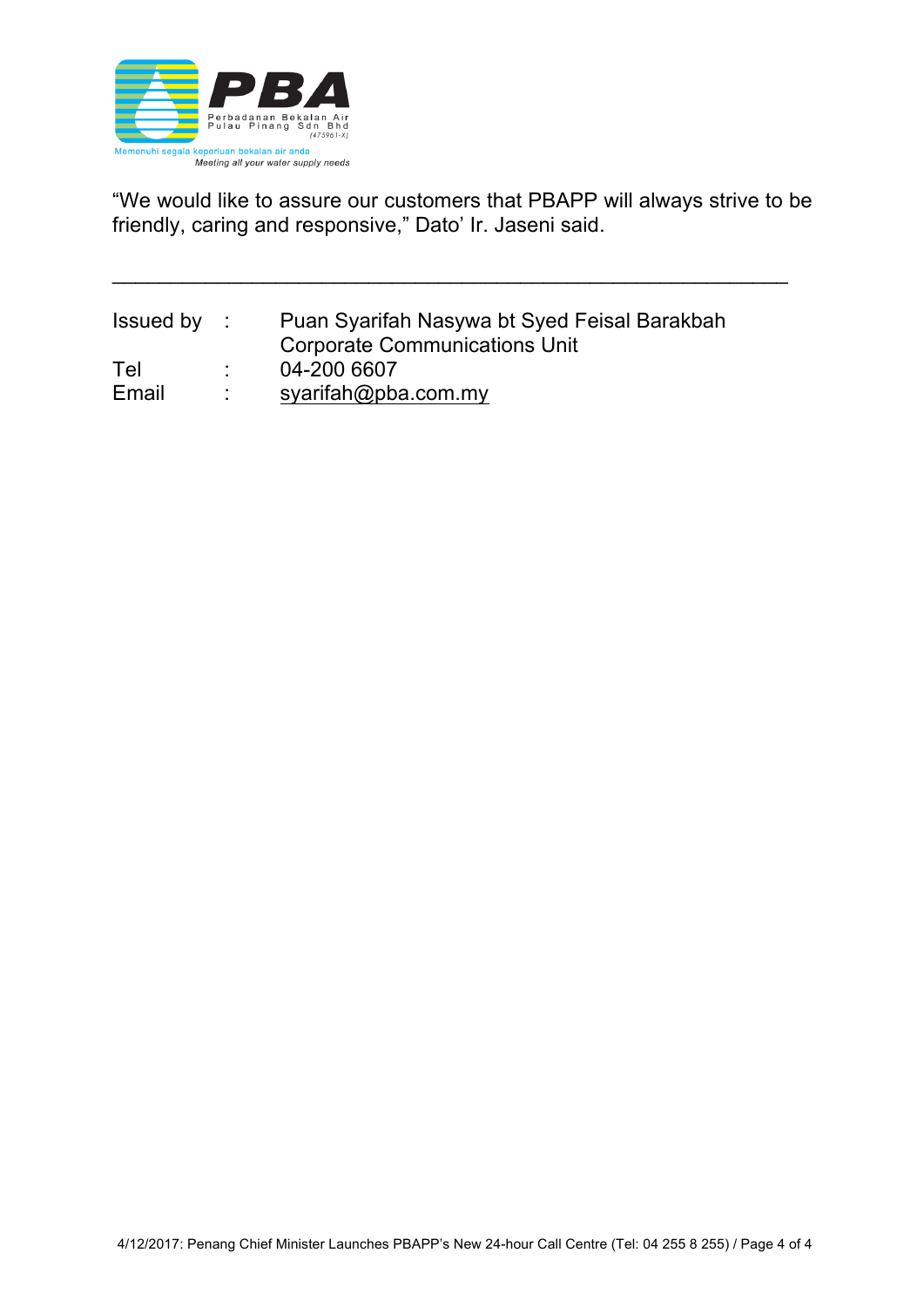"We would like to assure our customers that PBAPP will always strive to be friendly, caring and responsive," Dato' Ir. Jaseni said.

---

| | | |
|---|---|---|
| Issued by | : | Puan Syarifah Nasywa bt Syed Feisal Barakbah<br>Corporate Communications Unit |
| Tel | : | 04-200 6607 |
| Email | : | syarifah@pba.com.my |